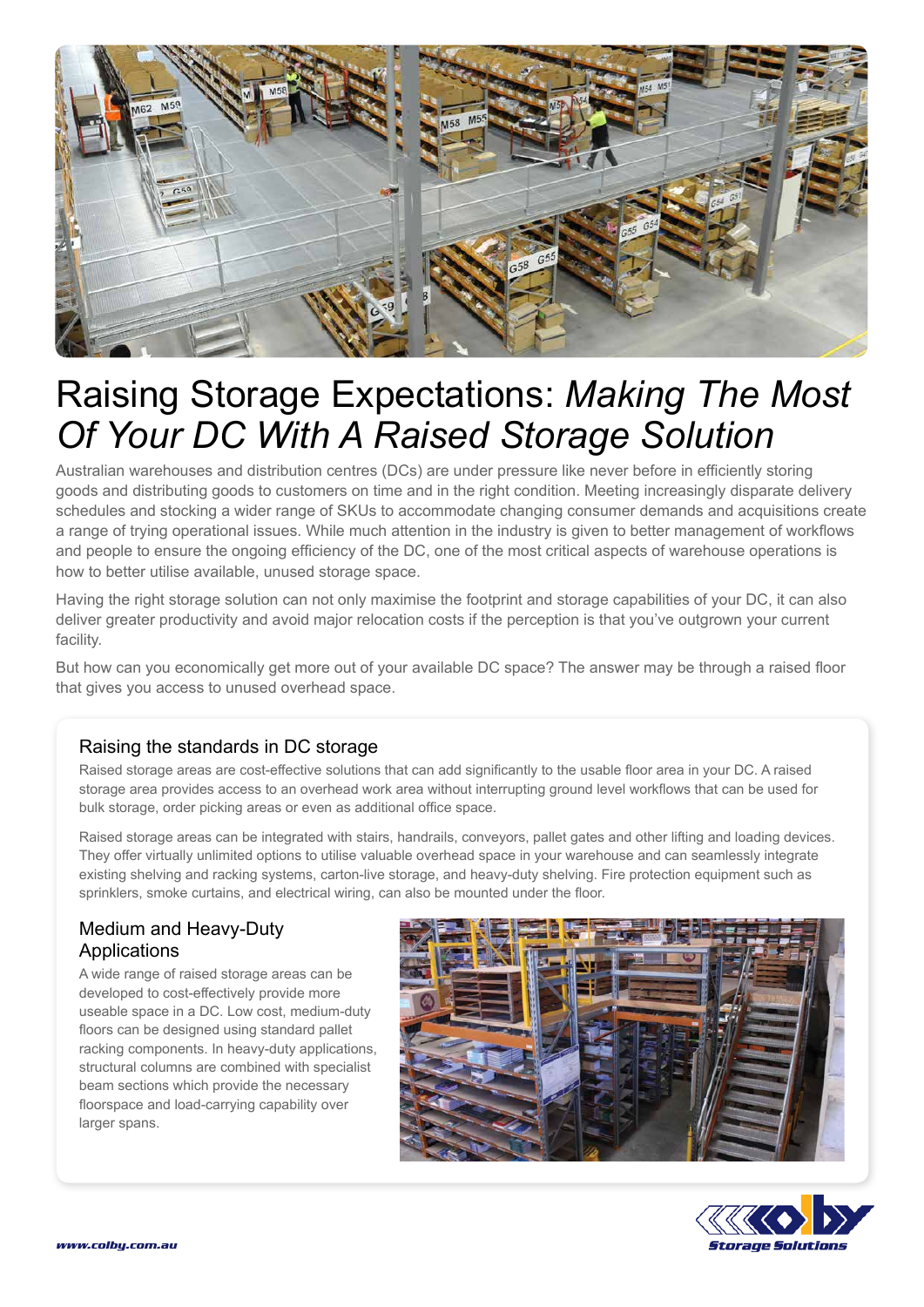# Raising Storage Expectations: *Making The Most Of Your DC With A Raised Storage Solution*

Australian warehouses and distribution centres (DCs) are under pressure like never before in efficiently storing goods and distributing goods to customers on time and in the right condition. Meeting increasingly disparate delivery schedules and stocking a wider range of SKUs to accommodate changing consumer demands and acquisitions create a range of trying operational issues. While much attention in the industry is given to better management of workflows and people to ensure the ongoing efficiency of the DC, one of the most critical aspects of warehouse operations is how to better utilise available, unused storage space.

Having the right storage solution can not only maximise the footprint and storage capabilities of your DC, it can also deliver greater productivity and avoid major relocation costs if the perception is that you've outgrown your current facility.

But how can you economically get more out of your available DC space? The answer may be through a raised floor that gives you access to unused overhead space.

## Raising the standards in DC storage

Raised storage areas are cost-effective solutions that can add significantly to the usable floor area in your DC. A raised storage area provides access to an overhead work area without interrupting ground level workflows that can be used for bulk storage, order picking areas or even as additional office space.

Raised storage areas can be integrated with stairs, handrails, conveyors, pallet gates and other lifting and loading devices. They offer virtually unlimited options to utilise valuable overhead space in your warehouse and can seamlessly integrate existing shelving and racking systems, carton-live storage, and heavy-duty shelving. Fire protection equipment such as sprinklers, smoke curtains, and electrical wiring, can also be mounted under the floor.

## Medium and Heavy-Duty Applications

A wide range of raised storage areas can be developed to cost-effectively provide more useable space in a DC. Low cost, medium-duty floors can be designed using standard pallet racking components. In heavy-duty applications, structural columns are combined with specialist beam sections which provide the necessary floorspace and load-carrying capability over larger spans.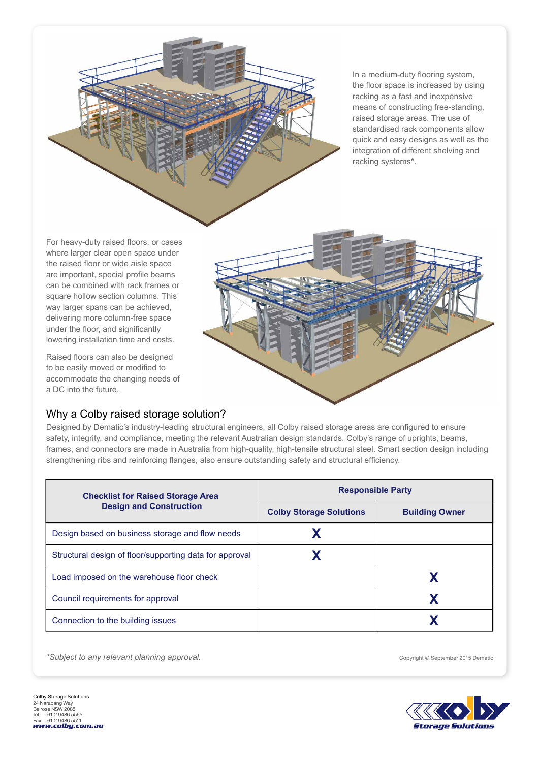In a medium-duty flooring system, the floor space is increased by using racking as a fast and inexpensive means of constructing free-standing, raised storage areas. The use of standardised rack components allow quick and easy designs as well as the integration of different shelving and racking systems*.

For heavy-duty raised floors, or cases where larger clear open space under the raised floor or wide aisle space are important, special profile beams can be combined with rack frames or square hollow section columns. This way larger spans can be achieved, delivering more column-free space under the floor, and significantly lowering installation time and costs.

Raised floors can also be designed to be easily moved or modified to accommodate the changing needs of a DC into the future.

## Why a Colby raised storage solution?

Designed by Dematic's industry-leading structural engineers, all Colby raised storage areas are configured to ensure safety, integrity, and compliance, meeting the relevant Australian design standards. Colby's range of uprights, beams, frames, and connectors are made in Australia from high-quality, high-tensile structural steel. Smart section design including strengthening ribs and reinforcing flanges, also ensure outstanding safety and structural efficiency.

| **Checklist for Raised Storage Area Design and Construction** | **Responsible Party** | |
|---|---|---|
| | **Colby Storage Solutions** | **Building Owner** |
| Design based on business storage and flow needs | X | |
| Structural design of floor/supporting data for approval | X | |
| Load imposed on the warehouse floor check | | X |
| Council requirements for approval | | X |
| Connection to the building issues | | X |

*\*Subject to any relevant planning approval.*

Copyright © September 2015 Dematic

Colby Storage Solutions
24 Narabang Way
Belrose NSW 2085
Tel +61 2 9486 5555
Fax +61 2 9486 5511
**www.colby.com.au**

colby Storage Solutions